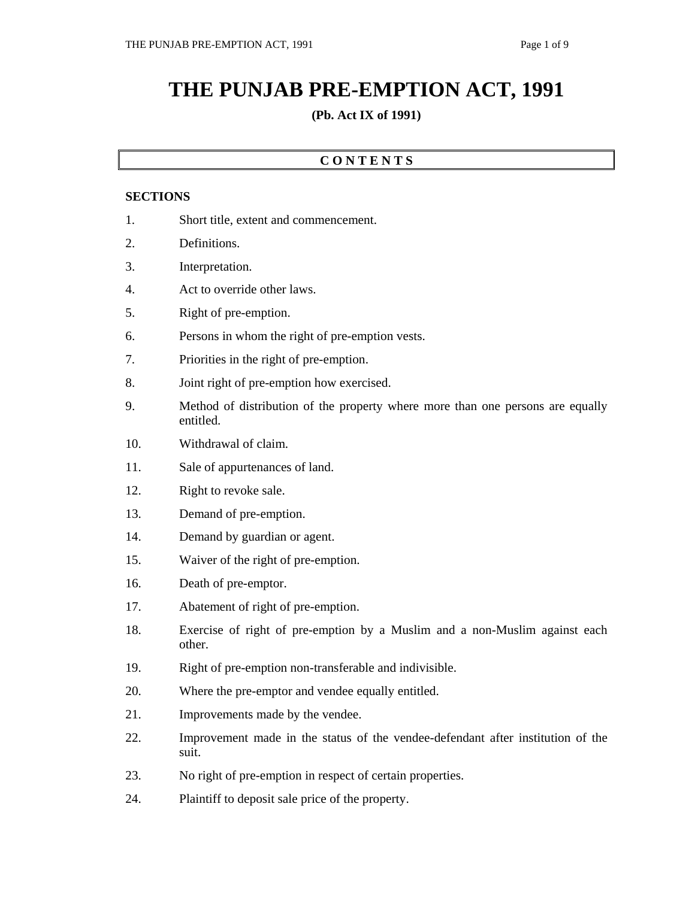# THE PUNJAB PRE-EMPTION ACT, 1991

**(Pb. Act IX of 1991)**

## C O N T E N T S

**SECTIONS**

1. Short title, extent and commencement.
2. Definitions.
3. Interpretation.
4. Act to override other laws.
5. Right of pre-emption.
6. Persons in whom the right of pre-emption vests.
7. Priorities in the right of pre-emption.
8. Joint right of pre-emption how exercised.
9. Method of distribution of the property where more than one persons are equally entitled.
10. Withdrawal of claim.
11. Sale of appurtenances of land.
12. Right to revoke sale.
13. Demand of pre-emption.
14. Demand by guardian or agent.
15. Waiver of the right of pre-emption.
16. Death of pre-emptor.
17. Abatement of right of pre-emption.
18. Exercise of right of pre-emption by a Muslim and a non-Muslim against each other.
19. Right of pre-emption non-transferable and indivisible.
20. Where the pre-emptor and vendee equally entitled.
21. Improvements made by the vendee.
22. Improvement made in the status of the vendee-defendant after institution of the suit.
23. No right of pre-emption in respect of certain properties.
24. Plaintiff to deposit sale price of the property.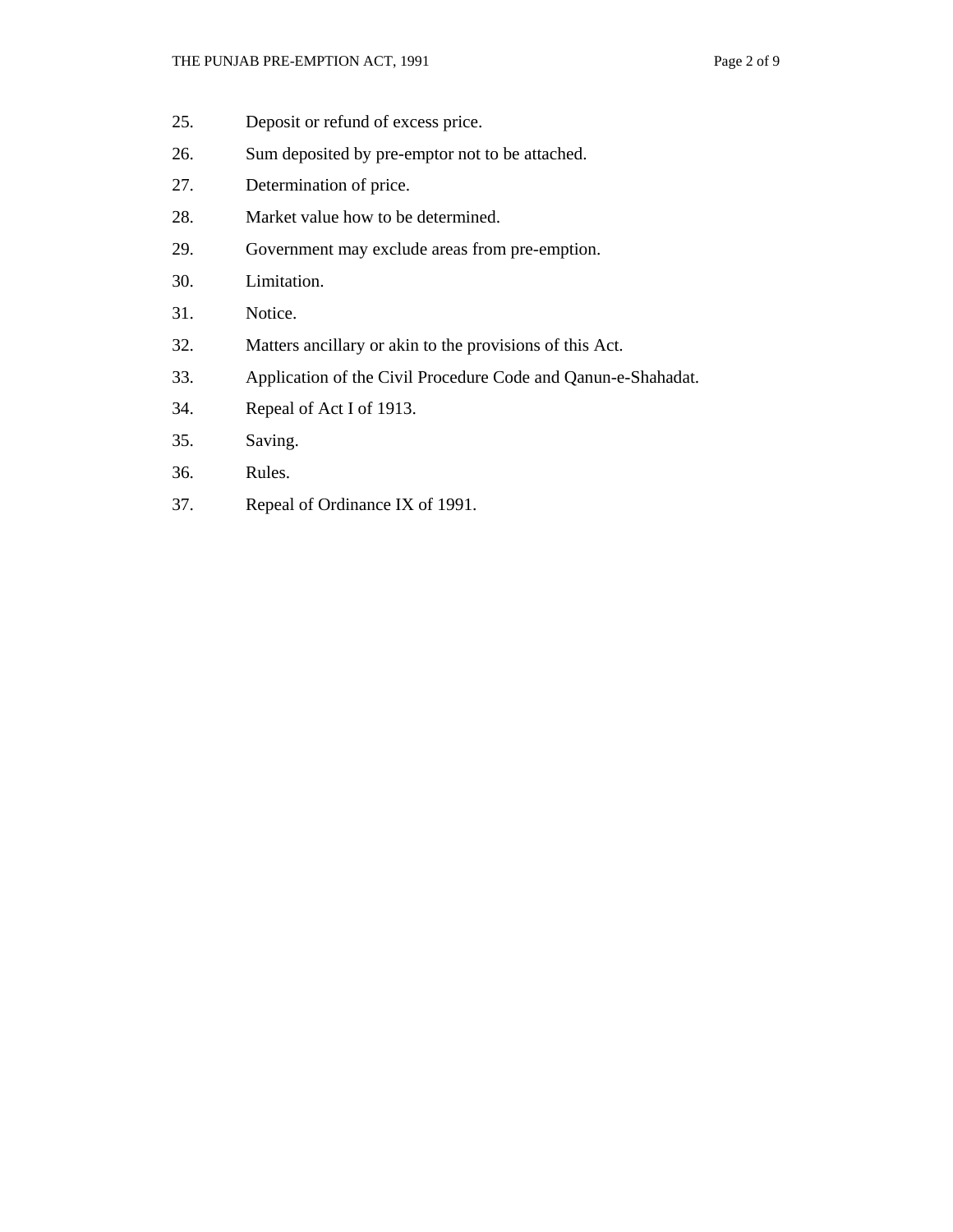25. Deposit or refund of excess price.
26. Sum deposited by pre-emptor not to be attached.
27. Determination of price.
28. Market value how to be determined.
29. Government may exclude areas from pre-emption.
30. Limitation.
31. Notice.
32. Matters ancillary or akin to the provisions of this Act.
33. Application of the Civil Procedure Code and Qanun-e-Shahadat.
34. Repeal of Act I of 1913.
35. Saving.
36. Rules.
37. Repeal of Ordinance IX of 1991.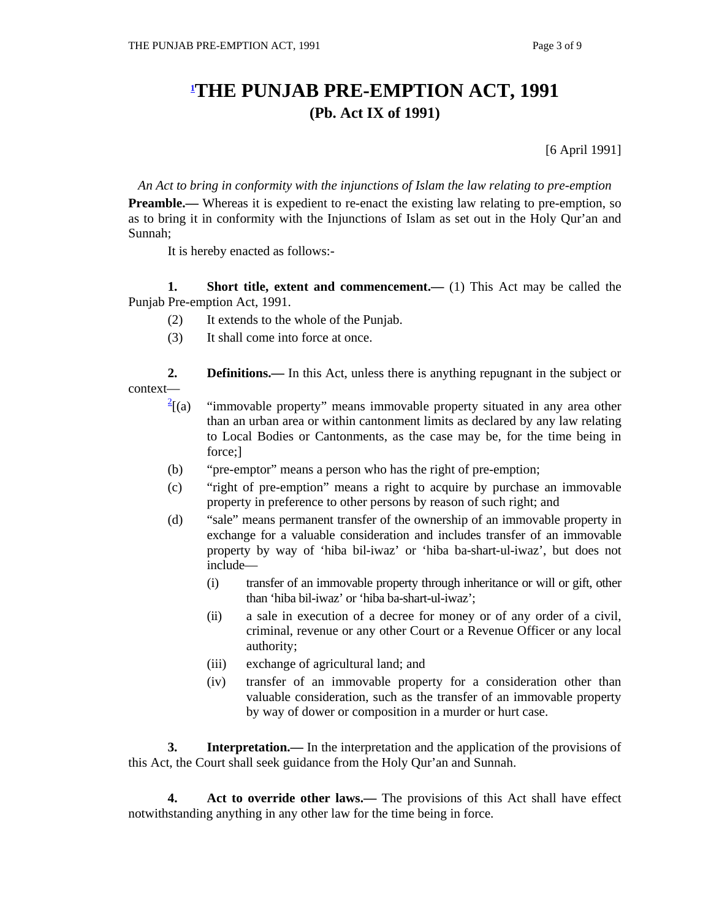# [1]THE PUNJAB PRE-EMPTION ACT, 1991

## (Pb. Act IX of 1991)

[6 April 1991]

*An Act to bring in conformity with the injunctions of Islam the law relating to pre-emption*

**Preamble.—** Whereas it is expedient to re-enact the existing law relating to pre-emption, so as to bring it in conformity with the Injunctions of Islam as set out in the Holy Qur'an and Sunnah;

It is hereby enacted as follows:-

**1. Short title, extent and commencement.—** (1) This Act may be called the Punjab Pre-emption Act, 1991.

(2) It extends to the whole of the Punjab.

(3) It shall come into force at once.

**2. Definitions.—** In this Act, unless there is anything repugnant in the subject or context—

[2][(a) "immovable property" means immovable property situated in any area other than an urban area or within cantonment limits as declared by any law relating to Local Bodies or Cantonments, as the case may be, for the time being in force;]

(b) "pre-emptor" means a person who has the right of pre-emption;

(c) "right of pre-emption" means a right to acquire by purchase an immovable property in preference to other persons by reason of such right; and

(d) "sale" means permanent transfer of the ownership of an immovable property in exchange for a valuable consideration and includes transfer of an immovable property by way of 'hiba bil-iwaz' or 'hiba ba-shart-ul-iwaz', but does not include—

(i) transfer of an immovable property through inheritance or will or gift, other than 'hiba bil-iwaz' or 'hiba ba-shart-ul-iwaz';

(ii) a sale in execution of a decree for money or of any order of a civil, criminal, revenue or any other Court or a Revenue Officer or any local authority;

(iii) exchange of agricultural land; and

(iv) transfer of an immovable property for a consideration other than valuable consideration, such as the transfer of an immovable property by way of dower or composition in a murder or hurt case.

**3. Interpretation.—** In the interpretation and the application of the provisions of this Act, the Court shall seek guidance from the Holy Qur'an and Sunnah.

**4. Act to override other laws.—** The provisions of this Act shall have effect notwithstanding anything in any other law for the time being in force.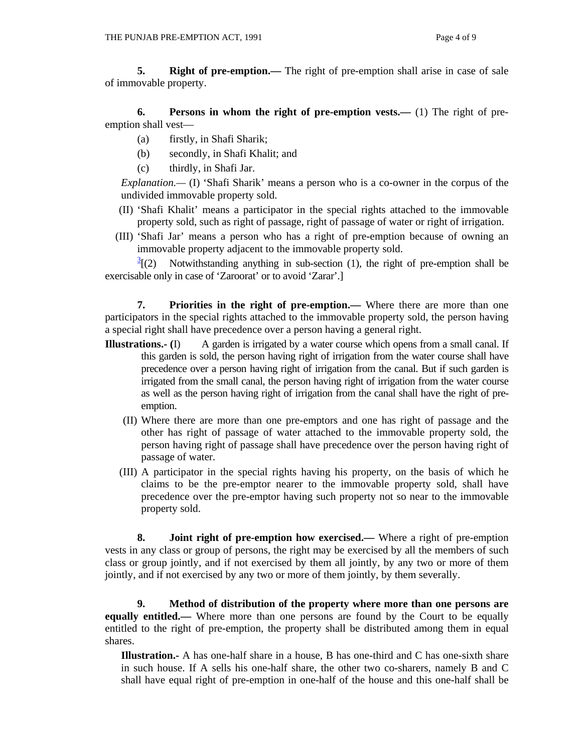**5. Right of pre-emption.—** The right of pre-emption shall arise in case of sale of immovable property.

**6. Persons in whom the right of pre-emption vests.—** (1) The right of pre-emption shall vest—

(a) firstly, in Shafi Sharik;

(b) secondly, in Shafi Khalit; and

(c) thirdly, in Shafi Jar.

*Explanation.—* (I) 'Shafi Sharik' means a person who is a co-owner in the corpus of the undivided immovable property sold.

(II) 'Shafi Khalit' means a participator in the special rights attached to the immovable property sold, such as right of passage, right of passage of water or right of irrigation.

(III) 'Shafi Jar' means a person who has a right of pre-emption because of owning an immovable property adjacent to the immovable property sold.

[3][(2) Notwithstanding anything in sub-section (1), the right of pre-emption shall be exercisable only in case of 'Zaroorat' or to avoid 'Zarar'.]

**7. Priorities in the right of pre-emption.—** Where there are more than one participators in the special rights attached to the immovable property sold, the person having a special right shall have precedence over a person having a general right.

**Illustrations.- (**I) A garden is irrigated by a water course which opens from a small canal. If this garden is sold, the person having right of irrigation from the water course shall have precedence over a person having right of irrigation from the canal. But if such garden is irrigated from the small canal, the person having right of irrigation from the water course as well as the person having right of irrigation from the canal shall have the right of pre-emption.

(II) Where there are more than one pre-emptors and one has right of passage and the other has right of passage of water attached to the immovable property sold, the person having right of passage shall have precedence over the person having right of passage of water.

(III) A participator in the special rights having his property, on the basis of which he claims to be the pre-emptor nearer to the immovable property sold, shall have precedence over the pre-emptor having such property not so near to the immovable property sold.

**8. Joint right of pre-emption how exercised.—** Where a right of pre-emption vests in any class or group of persons, the right may be exercised by all the members of such class or group jointly, and if not exercised by them all jointly, by any two or more of them jointly, and if not exercised by any two or more of them jointly, by them severally.

**9. Method of distribution of the property where more than one persons are equally entitled.—** Where more than one persons are found by the Court to be equally entitled to the right of pre-emption, the property shall be distributed among them in equal shares.

**Illustration.-** A has one-half share in a house, B has one-third and C has one-sixth share in such house. If A sells his one-half share, the other two co-sharers, namely B and C shall have equal right of pre-emption in one-half of the house and this one-half shall be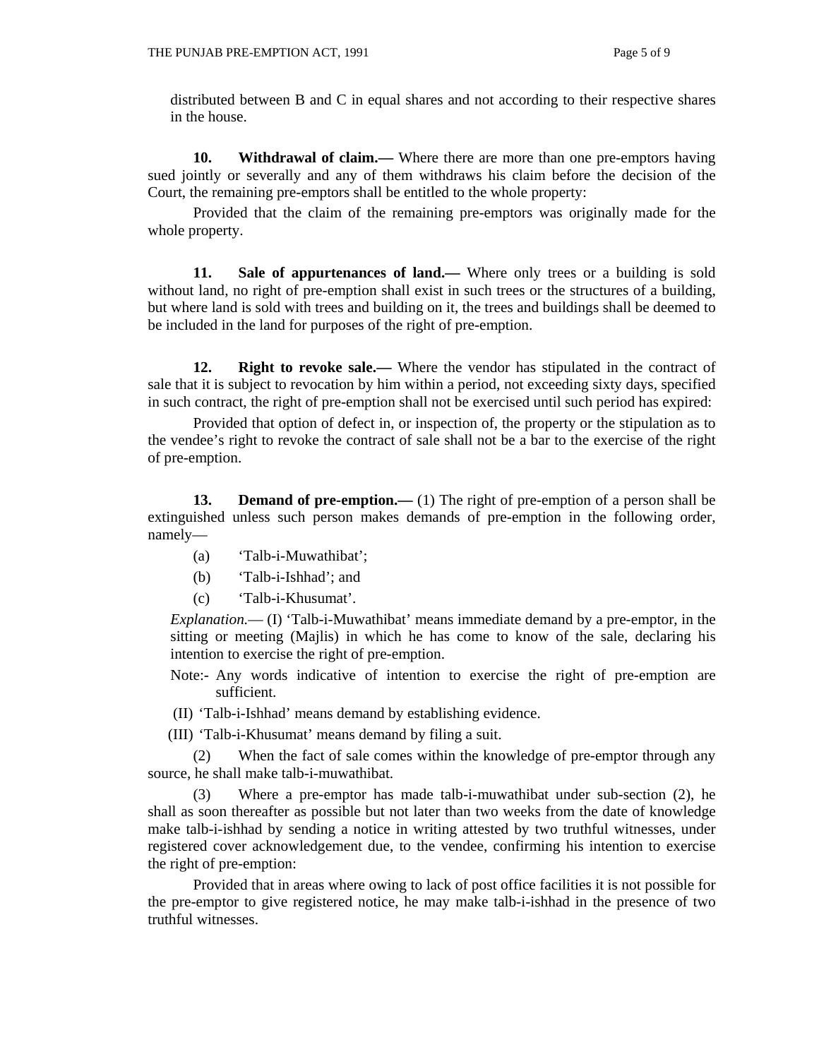distributed between B and C in equal shares and not according to their respective shares in the house.

**10. Withdrawal of claim.—** Where there are more than one pre-emptors having sued jointly or severally and any of them withdraws his claim before the decision of the Court, the remaining pre-emptors shall be entitled to the whole property:

Provided that the claim of the remaining pre-emptors was originally made for the whole property.

**11. Sale of appurtenances of land.—** Where only trees or a building is sold without land, no right of pre-emption shall exist in such trees or the structures of a building, but where land is sold with trees and building on it, the trees and buildings shall be deemed to be included in the land for purposes of the right of pre-emption.

**12. Right to revoke sale.—** Where the vendor has stipulated in the contract of sale that it is subject to revocation by him within a period, not exceeding sixty days, specified in such contract, the right of pre-emption shall not be exercised until such period has expired:

Provided that option of defect in, or inspection of, the property or the stipulation as to the vendee's right to revoke the contract of sale shall not be a bar to the exercise of the right of pre-emption.

**13. Demand of pre-emption.—** (1) The right of pre-emption of a person shall be extinguished unless such person makes demands of pre-emption in the following order, namely—

(a) 'Talb-i-Muwathibat';

(b) 'Talb-i-Ishhad'; and

(c) 'Talb-i-Khusumat'.

*Explanation.*— (I) 'Talb-i-Muwathibat' means immediate demand by a pre-emptor, in the sitting or meeting (Majlis) in which he has come to know of the sale, declaring his intention to exercise the right of pre-emption.

Note:- Any words indicative of intention to exercise the right of pre-emption are sufficient.

(II) 'Talb-i-Ishhad' means demand by establishing evidence.

(III) 'Talb-i-Khusumat' means demand by filing a suit.

(2) When the fact of sale comes within the knowledge of pre-emptor through any source, he shall make talb-i-muwathibat.

(3) Where a pre-emptor has made talb-i-muwathibat under sub-section (2), he shall as soon thereafter as possible but not later than two weeks from the date of knowledge make talb-i-ishhad by sending a notice in writing attested by two truthful witnesses, under registered cover acknowledgement due, to the vendee, confirming his intention to exercise the right of pre-emption:

Provided that in areas where owing to lack of post office facilities it is not possible for the pre-emptor to give registered notice, he may make talb-i-ishhad in the presence of two truthful witnesses.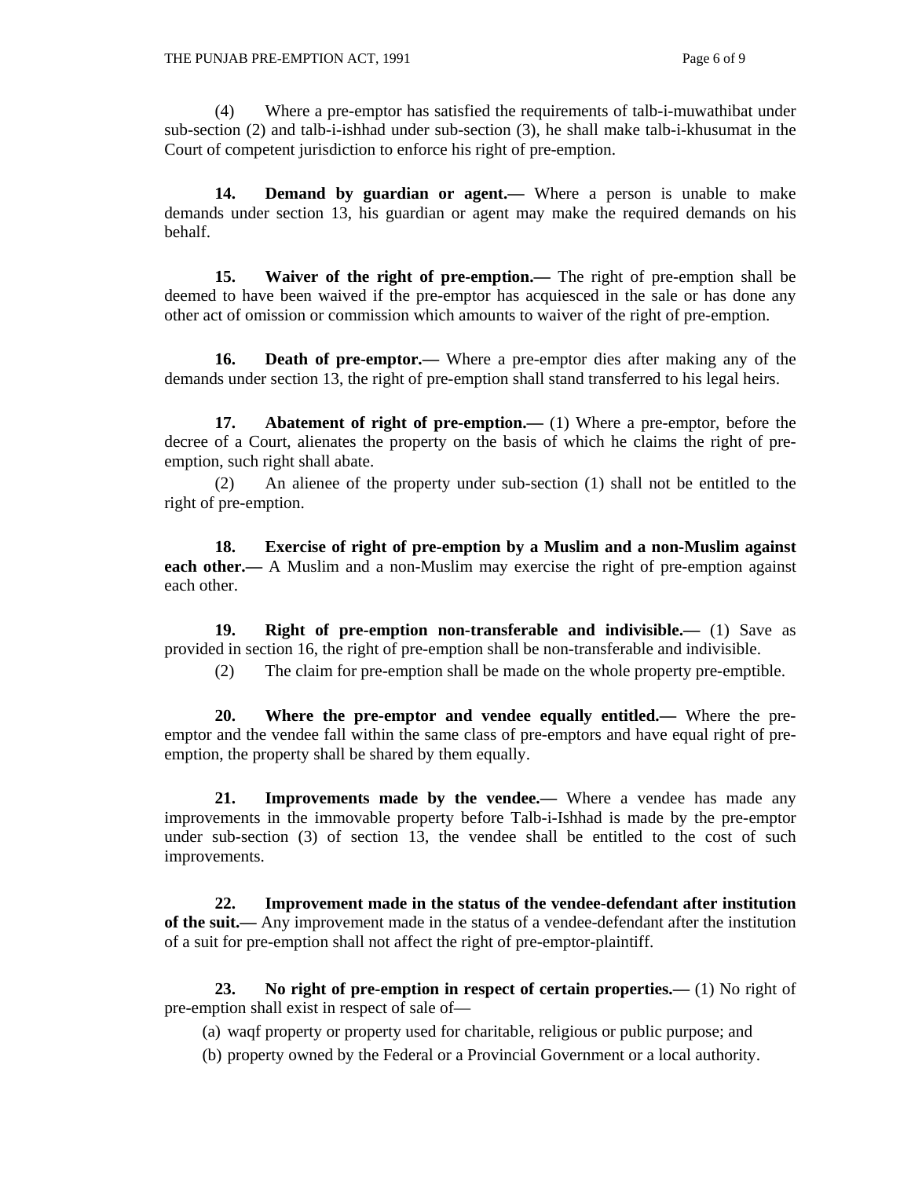(4) Where a pre-emptor has satisfied the requirements of talb-i-muwathibat under sub-section (2) and talb-i-ishhad under sub-section (3), he shall make talb-i-khusumat in the Court of competent jurisdiction to enforce his right of pre-emption.

**14. Demand by guardian or agent.—** Where a person is unable to make demands under section 13, his guardian or agent may make the required demands on his behalf.

**15. Waiver of the right of pre-emption.—** The right of pre-emption shall be deemed to have been waived if the pre-emptor has acquiesced in the sale or has done any other act of omission or commission which amounts to waiver of the right of pre-emption.

**16. Death of pre-emptor.—** Where a pre-emptor dies after making any of the demands under section 13, the right of pre-emption shall stand transferred to his legal heirs.

**17. Abatement of right of pre-emption.—** (1) Where a pre-emptor, before the decree of a Court, alienates the property on the basis of which he claims the right of pre-emption, such right shall abate.

(2) An alienee of the property under sub-section (1) shall not be entitled to the right of pre-emption.

**18. Exercise of right of pre-emption by a Muslim and a non-Muslim against each other.—** A Muslim and a non-Muslim may exercise the right of pre-emption against each other.

**19. Right of pre-emption non-transferable and indivisible.—** (1) Save as provided in section 16, the right of pre-emption shall be non-transferable and indivisible.

(2) The claim for pre-emption shall be made on the whole property pre-emptible.

**20. Where the pre-emptor and vendee equally entitled.—** Where the pre-emptor and the vendee fall within the same class of pre-emptors and have equal right of pre-emption, the property shall be shared by them equally.

**21. Improvements made by the vendee.—** Where a vendee has made any improvements in the immovable property before Talb-i-Ishhad is made by the pre-emptor under sub-section (3) of section 13, the vendee shall be entitled to the cost of such improvements.

**22. Improvement made in the status of the vendee-defendant after institution of the suit.—** Any improvement made in the status of a vendee-defendant after the institution of a suit for pre-emption shall not affect the right of pre-emptor-plaintiff.

**23. No right of pre-emption in respect of certain properties.—** (1) No right of pre-emption shall exist in respect of sale of—

(a) waqf property or property used for charitable, religious or public purpose; and

(b) property owned by the Federal or a Provincial Government or a local authority.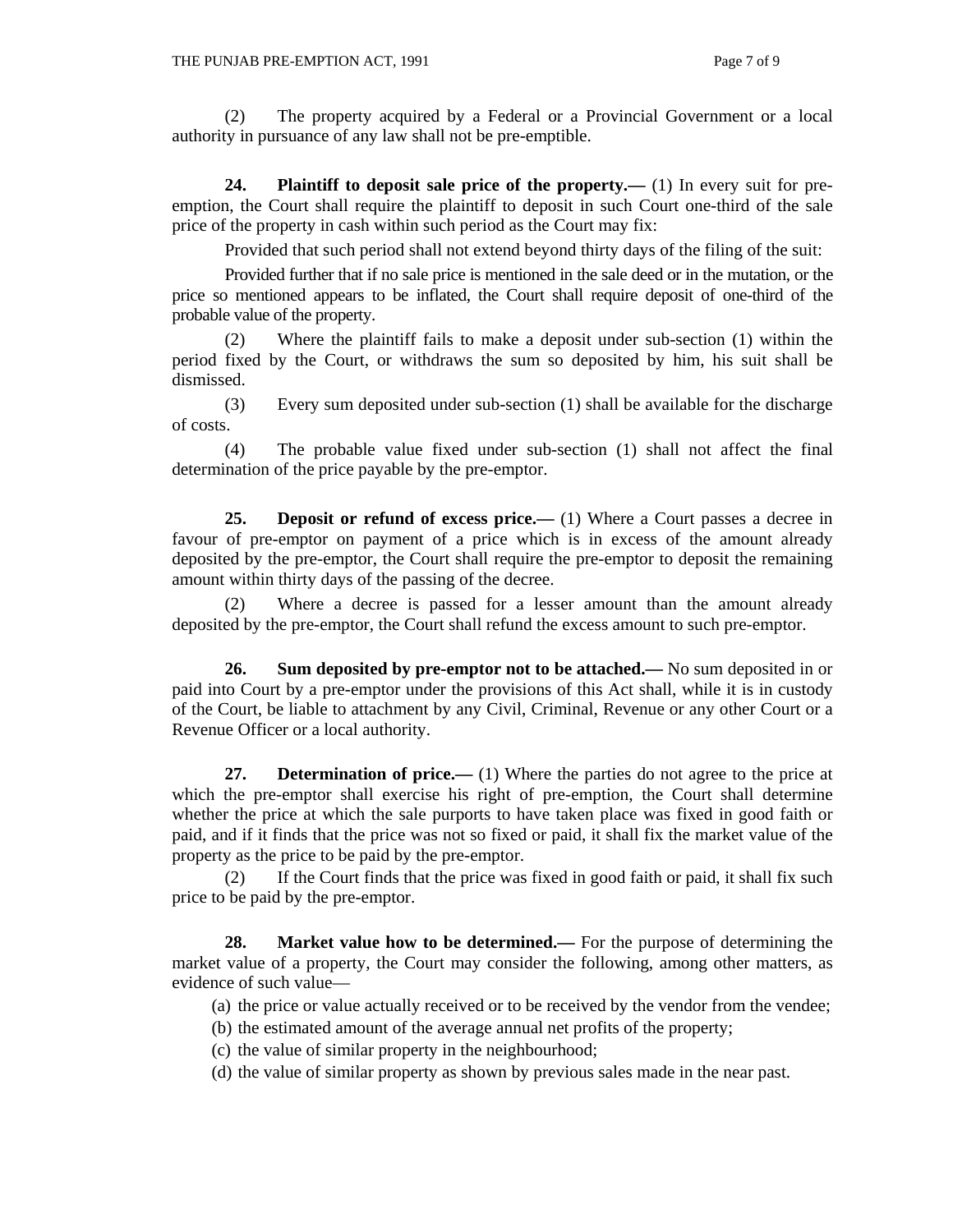(2) The property acquired by a Federal or a Provincial Government or a local authority in pursuance of any law shall not be pre-emptible.

**24. Plaintiff to deposit sale price of the property.—** (1) In every suit for pre-emption, the Court shall require the plaintiff to deposit in such Court one-third of the sale price of the property in cash within such period as the Court may fix:

Provided that such period shall not extend beyond thirty days of the filing of the suit:

Provided further that if no sale price is mentioned in the sale deed or in the mutation, or the price so mentioned appears to be inflated, the Court shall require deposit of one-third of the probable value of the property.

(2) Where the plaintiff fails to make a deposit under sub-section (1) within the period fixed by the Court, or withdraws the sum so deposited by him, his suit shall be dismissed.

(3) Every sum deposited under sub-section (1) shall be available for the discharge of costs.

(4) The probable value fixed under sub-section (1) shall not affect the final determination of the price payable by the pre-emptor.

**25. Deposit or refund of excess price.—** (1) Where a Court passes a decree in favour of pre-emptor on payment of a price which is in excess of the amount already deposited by the pre-emptor, the Court shall require the pre-emptor to deposit the remaining amount within thirty days of the passing of the decree.

(2) Where a decree is passed for a lesser amount than the amount already deposited by the pre-emptor, the Court shall refund the excess amount to such pre-emptor.

**26. Sum deposited by pre-emptor not to be attached.—** No sum deposited in or paid into Court by a pre-emptor under the provisions of this Act shall, while it is in custody of the Court, be liable to attachment by any Civil, Criminal, Revenue or any other Court or a Revenue Officer or a local authority.

**27. Determination of price.—** (1) Where the parties do not agree to the price at which the pre-emptor shall exercise his right of pre-emption, the Court shall determine whether the price at which the sale purports to have taken place was fixed in good faith or paid, and if it finds that the price was not so fixed or paid, it shall fix the market value of the property as the price to be paid by the pre-emptor.

(2) If the Court finds that the price was fixed in good faith or paid, it shall fix such price to be paid by the pre-emptor.

**28. Market value how to be determined.—** For the purpose of determining the market value of a property, the Court may consider the following, among other matters, as evidence of such value—

(a) the price or value actually received or to be received by the vendor from the vendee;

(b) the estimated amount of the average annual net profits of the property;

(c) the value of similar property in the neighbourhood;

(d) the value of similar property as shown by previous sales made in the near past.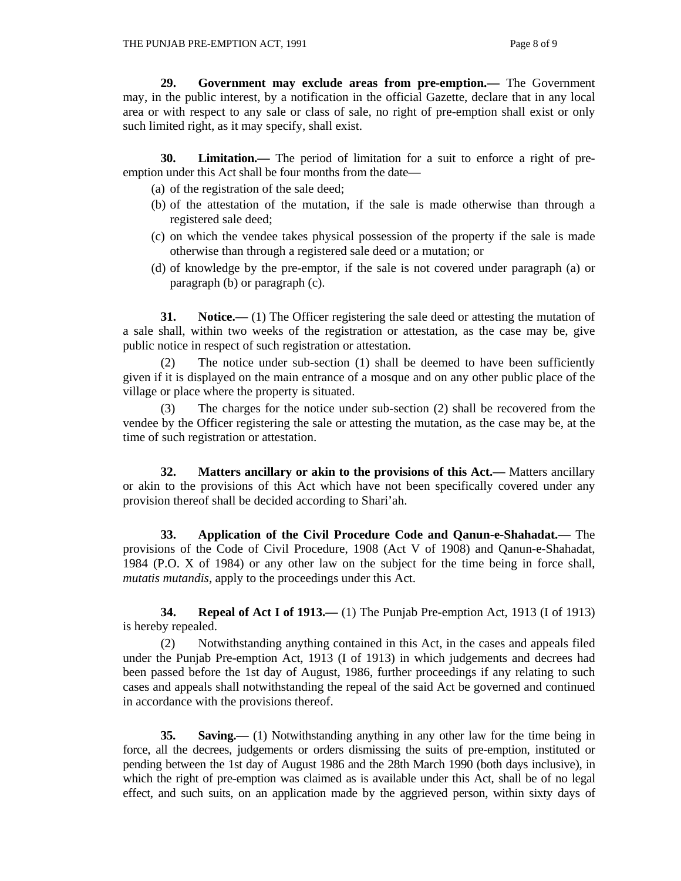**29. Government may exclude areas from pre-emption.—** The Government may, in the public interest, by a notification in the official Gazette, declare that in any local area or with respect to any sale or class of sale, no right of pre-emption shall exist or only such limited right, as it may specify, shall exist.

**30. Limitation.—** The period of limitation for a suit to enforce a right of pre-emption under this Act shall be four months from the date—

(a) of the registration of the sale deed;

(b) of the attestation of the mutation, if the sale is made otherwise than through a registered sale deed;

(c) on which the vendee takes physical possession of the property if the sale is made otherwise than through a registered sale deed or a mutation; or

(d) of knowledge by the pre-emptor, if the sale is not covered under paragraph (a) or paragraph (b) or paragraph (c).

**31. Notice.—** (1) The Officer registering the sale deed or attesting the mutation of a sale shall, within two weeks of the registration or attestation, as the case may be, give public notice in respect of such registration or attestation.

(2) The notice under sub-section (1) shall be deemed to have been sufficiently given if it is displayed on the main entrance of a mosque and on any other public place of the village or place where the property is situated.

(3) The charges for the notice under sub-section (2) shall be recovered from the vendee by the Officer registering the sale or attesting the mutation, as the case may be, at the time of such registration or attestation.

**32. Matters ancillary or akin to the provisions of this Act.—** Matters ancillary or akin to the provisions of this Act which have not been specifically covered under any provision thereof shall be decided according to Shari'ah.

**33. Application of the Civil Procedure Code and Qanun-e-Shahadat.—** The provisions of the Code of Civil Procedure, 1908 (Act V of 1908) and Qanun-e-Shahadat, 1984 (P.O. X of 1984) or any other law on the subject for the time being in force shall, *mutatis mutandis*, apply to the proceedings under this Act.

**34. Repeal of Act I of 1913.—** (1) The Punjab Pre-emption Act, 1913 (I of 1913) is hereby repealed.

(2) Notwithstanding anything contained in this Act, in the cases and appeals filed under the Punjab Pre-emption Act, 1913 (I of 1913) in which judgements and decrees had been passed before the 1st day of August, 1986, further proceedings if any relating to such cases and appeals shall notwithstanding the repeal of the said Act be governed and continued in accordance with the provisions thereof.

**35. Saving.—** (1) Notwithstanding anything in any other law for the time being in force, all the decrees, judgements or orders dismissing the suits of pre-emption, instituted or pending between the 1st day of August 1986 and the 28th March 1990 (both days inclusive), in which the right of pre-emption was claimed as is available under this Act, shall be of no legal effect, and such suits, on an application made by the aggrieved person, within sixty days of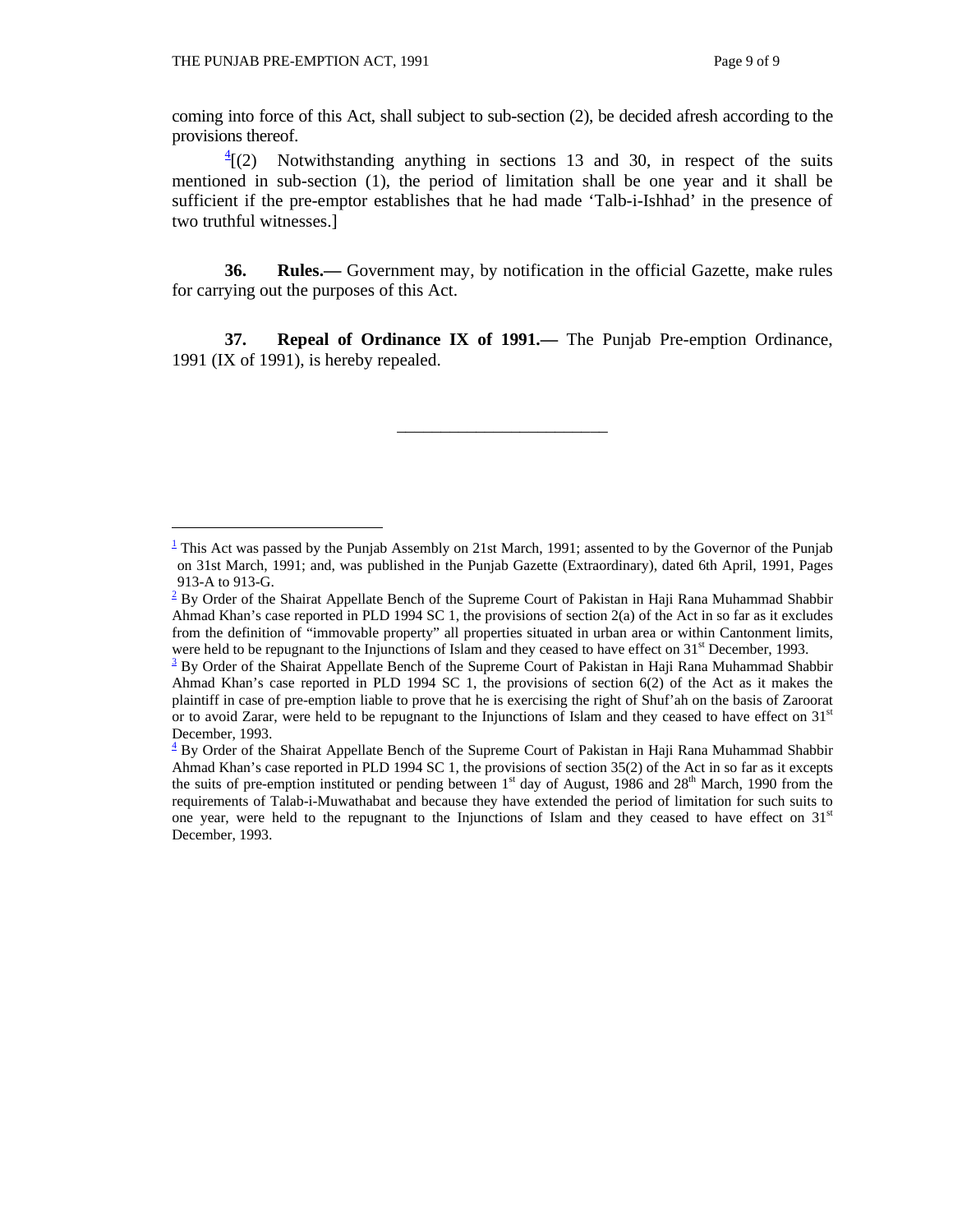coming into force of this Act, shall subject to sub-section (2), be decided afresh according to the provisions thereof.

[4][(2) Notwithstanding anything in sections 13 and 30, in respect of the suits mentioned in sub-section (1), the period of limitation shall be one year and it shall be sufficient if the pre-emptor establishes that he had made 'Talb-i-Ishhad' in the presence of two truthful witnesses.]

**36. Rules.—** Government may, by notification in the official Gazette, make rules for carrying out the purposes of this Act.

**37. Repeal of Ordinance IX of 1991.—** The Punjab Pre-emption Ordinance, 1991 (IX of 1991), is hereby repealed.

---

[1] This Act was passed by the Punjab Assembly on 21st March, 1991; assented to by the Governor of the Punjab on 31st March, 1991; and, was published in the Punjab Gazette (Extraordinary), dated 6th April, 1991, Pages 913-A to 913-G.

[2] By Order of the Shairat Appellate Bench of the Supreme Court of Pakistan in Haji Rana Muhammad Shabbir Ahmad Khan's case reported in PLD 1994 SC 1, the provisions of section 2(a) of the Act in so far as it excludes from the definition of "immovable property" all properties situated in urban area or within Cantonment limits, were held to be repugnant to the Injunctions of Islam and they ceased to have effect on 31st December, 1993.

[3] By Order of the Shairat Appellate Bench of the Supreme Court of Pakistan in Haji Rana Muhammad Shabbir Ahmad Khan's case reported in PLD 1994 SC 1, the provisions of section 6(2) of the Act as it makes the plaintiff in case of pre-emption liable to prove that he is exercising the right of Shuf'ah on the basis of Zaroorat or to avoid Zarar, were held to be repugnant to the Injunctions of Islam and they ceased to have effect on 31st December, 1993.

[4] By Order of the Shairat Appellate Bench of the Supreme Court of Pakistan in Haji Rana Muhammad Shabbir Ahmad Khan's case reported in PLD 1994 SC 1, the provisions of section 35(2) of the Act in so far as it excepts the suits of pre-emption instituted or pending between 1st day of August, 1986 and 28th March, 1990 from the requirements of Talab-i-Muwathabat and because they have extended the period of limitation for such suits to one year, were held to the repugnant to the Injunctions of Islam and they ceased to have effect on 31st December, 1993.